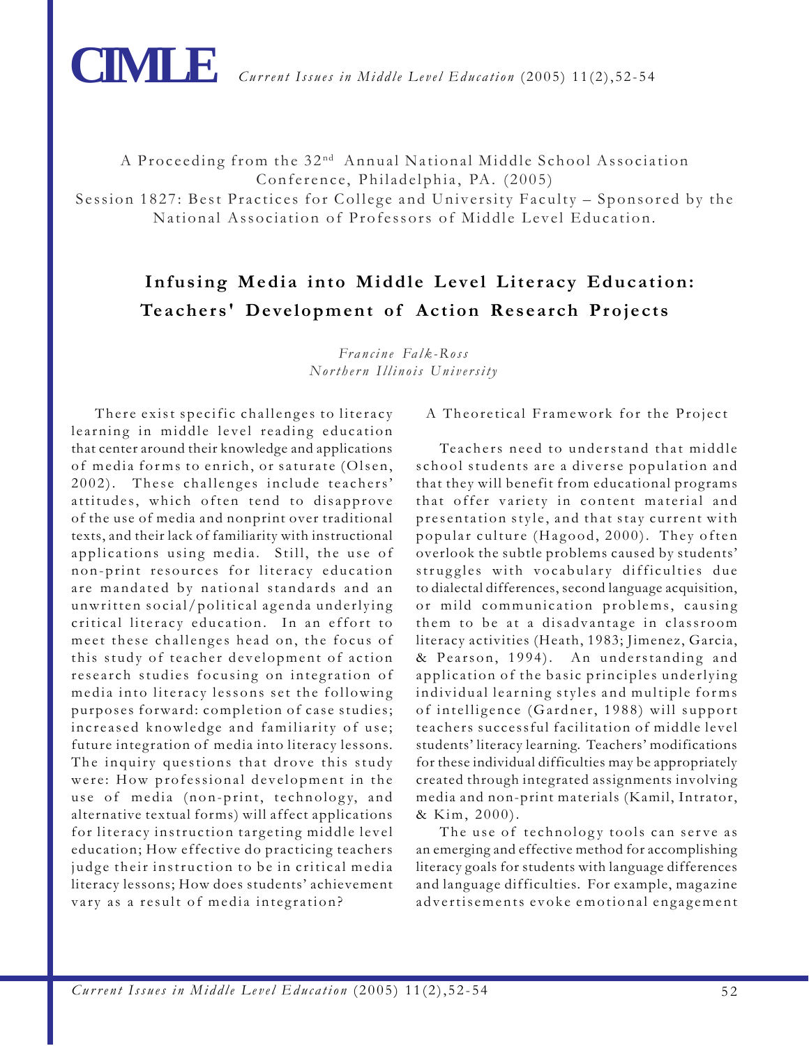A Proceeding from the 32nd Annual National Middle School Association Conference, Philadelphia, PA. (2005)
Session 1827: Best Practices for College and University Faculty – Sponsored by the National Association of Professors of Middle Level Education.

# Infusing Media into Middle Level Literacy Education: Teachers' Development of Action Research Projects

*Francine Falk-Ross*
*Northern Illinois University*

There exist specific challenges to literacy learning in middle level reading education that center around their knowledge and applications of media forms to enrich, or saturate (Olsen, 2002). These challenges include teachers' attitudes, which often tend to disapprove of the use of media and nonprint over traditional texts, and their lack of familiarity with instructional applications using media. Still, the use of non-print resources for literacy education are mandated by national standards and an unwritten social/political agenda underlying critical literacy education. In an effort to meet these challenges head on, the focus of this study of teacher development of action research studies focusing on integration of media into literacy lessons set the following purposes forward: completion of case studies; increased knowledge and familiarity of use; future integration of media into literacy lessons. The inquiry questions that drove this study were: How professional development in the use of media (non-print, technology, and alternative textual forms) will affect applications for literacy instruction targeting middle level education; How effective do practicing teachers judge their instruction to be in critical media literacy lessons; How does students' achievement vary as a result of media integration?

## A Theoretical Framework for the Project

Teachers need to understand that middle school students are a diverse population and that they will benefit from educational programs that offer variety in content material and presentation style, and that stay current with popular culture (Hagood, 2000). They often overlook the subtle problems caused by students' struggles with vocabulary difficulties due to dialectal differences, second language acquisition, or mild communication problems, causing them to be at a disadvantage in classroom literacy activities (Heath, 1983; Jimenez, Garcia, & Pearson, 1994). An understanding and application of the basic principles underlying individual learning styles and multiple forms of intelligence (Gardner, 1988) will support teachers successful facilitation of middle level students' literacy learning. Teachers' modifications for these individual difficulties may be appropriately created through integrated assignments involving media and non-print materials (Kamil, Intrator, & Kim, 2000).

The use of technology tools can serve as an emerging and effective method for accomplishing literacy goals for students with language differences and language difficulties. For example, magazine advertisements evoke emotional engagement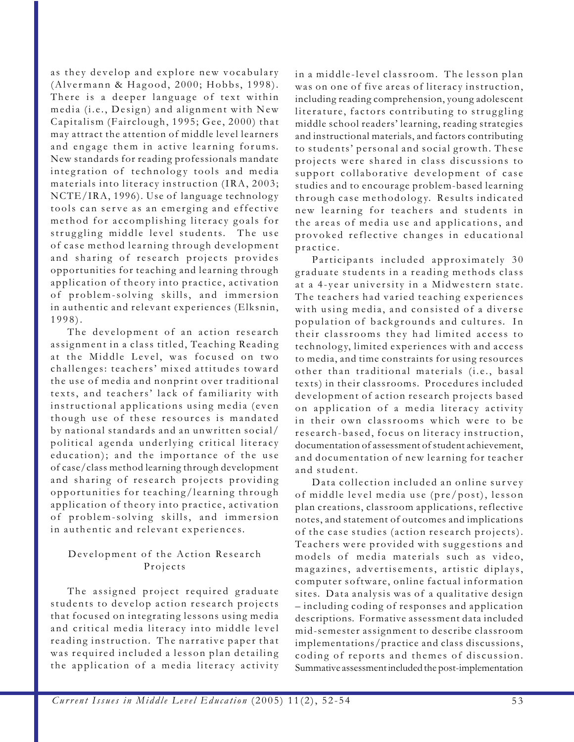as they develop and explore new vocabulary (Alvermann & Hagood, 2000; Hobbs, 1998). There is a deeper language of text within media (i.e., Design) and alignment with New Capitalism (Fairclough, 1995; Gee, 2000) that may attract the attention of middle level learners and engage them in active learning forums. New standards for reading professionals mandate integration of technology tools and media materials into literacy instruction (IRA, 2003; NCTE/IRA, 1996). Use of language technology tools can serve as an emerging and effective method for accomplishing literacy goals for struggling middle level students. The use of case method learning through development and sharing of research projects provides opportunities for teaching and learning through application of theory into practice, activation of problem-solving skills, and immersion in authentic and relevant experiences (Elksnin, 1998).

The development of an action research assignment in a class titled, Teaching Reading at the Middle Level, was focused on two challenges: teachers' mixed attitudes toward the use of media and nonprint over traditional texts, and teachers' lack of familiarity with instructional applications using media (even though use of these resources is mandated by national standards and an unwritten social/political agenda underlying critical literacy education); and the importance of the use of case/class method learning through development and sharing of research projects providing opportunities for teaching/learning through application of theory into practice, activation of problem-solving skills, and immersion in authentic and relevant experiences.

## Development of the Action Research Projects

The assigned project required graduate students to develop action research projects that focused on integrating lessons using media and critical media literacy into middle level reading instruction. The narrative paper that was required included a lesson plan detailing the application of a media literacy activity in a middle-level classroom. The lesson plan was on one of five areas of literacy instruction, including reading comprehension, young adolescent literature, factors contributing to struggling middle school readers' learning, reading strategies and instructional materials, and factors contributing to students' personal and social growth. These projects were shared in class discussions to support collaborative development of case studies and to encourage problem-based learning through case methodology. Results indicated new learning for teachers and students in the areas of media use and applications, and provoked reflective changes in educational practice.

Participants included approximately 30 graduate students in a reading methods class at a 4-year university in a Midwestern state. The teachers had varied teaching experiences with using media, and consisted of a diverse population of backgrounds and cultures. In their classrooms they had limited access to technology, limited experiences with and access to media, and time constraints for using resources other than traditional materials (i.e., basal texts) in their classrooms. Procedures included development of action research projects based on application of a media literacy activity in their own classrooms which were to be research-based, focus on literacy instruction, documentation of assessment of student achievement, and documentation of new learning for teacher and student.

Data collection included an online survey of middle level media use (pre/post), lesson plan creations, classroom applications, reflective notes, and statement of outcomes and implications of the case studies (action research projects). Teachers were provided with suggestions and models of media materials such as video, magazines, advertisements, artistic diplays, computer software, online factual information sites. Data analysis was of a qualitative design – including coding of responses and application descriptions. Formative assessment data included mid-semester assignment to describe classroom implementations/practice and class discussions, coding of reports and themes of discussion. Summative assessment included the post-implementation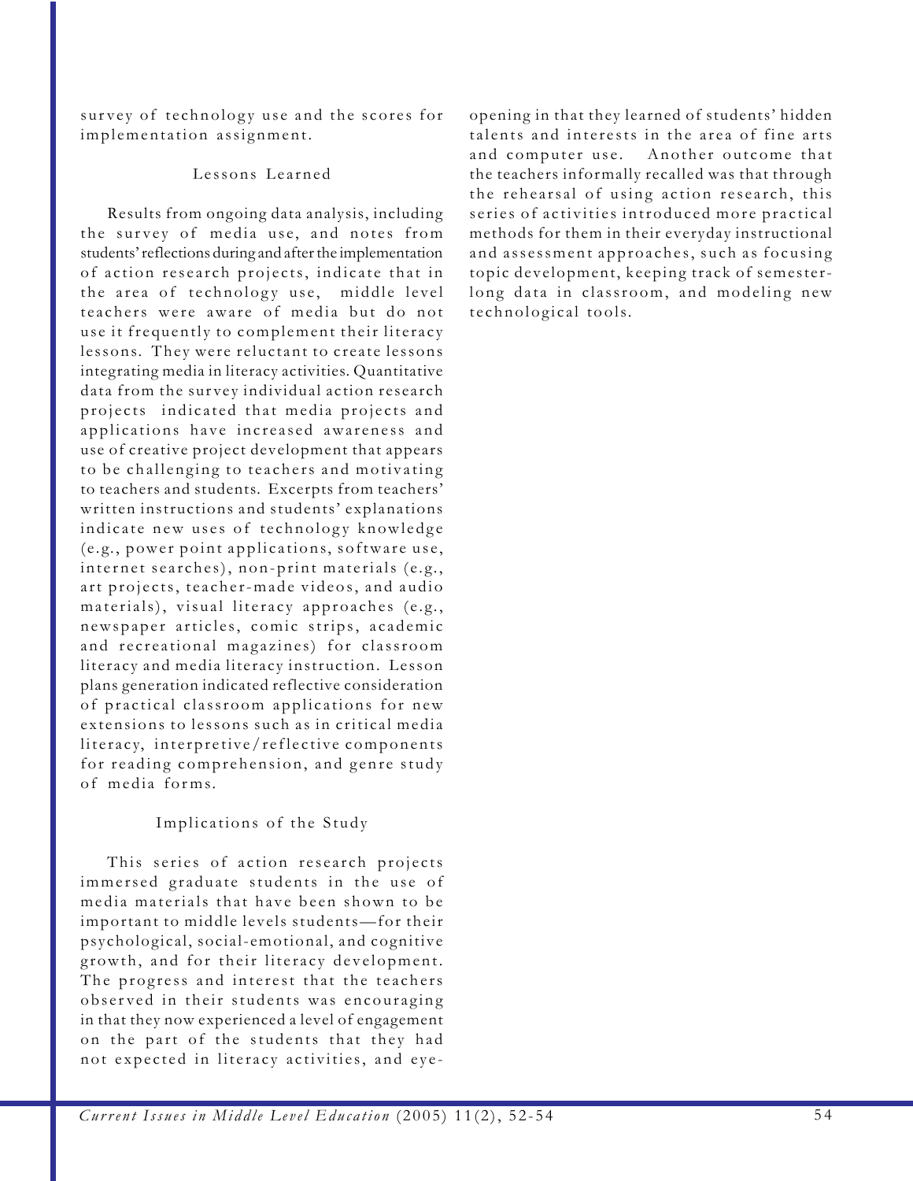survey of technology use and the scores for implementation assignment.

## Lessons Learned

Results from ongoing data analysis, including the survey of media use, and notes from students' reflections during and after the implementation of action research projects, indicate that in the area of technology use, middle level teachers were aware of media but do not use it frequently to complement their literacy lessons. They were reluctant to create lessons integrating media in literacy activities. Quantitative data from the survey individual action research projects indicated that media projects and applications have increased awareness and use of creative project development that appears to be challenging to teachers and motivating to teachers and students. Excerpts from teachers' written instructions and students' explanations indicate new uses of technology knowledge (e.g., power point applications, software use, internet searches), non-print materials (e.g., art projects, teacher-made videos, and audio materials), visual literacy approaches (e.g., newspaper articles, comic strips, academic and recreational magazines) for classroom literacy and media literacy instruction. Lesson plans generation indicated reflective consideration of practical classroom applications for new extensions to lessons such as in critical media literacy, interpretive/reflective components for reading comprehension, and genre study of media forms.

## Implications of the Study

This series of action research projects immersed graduate students in the use of media materials that have been shown to be important to middle levels students—for their psychological, social-emotional, and cognitive growth, and for their literacy development. The progress and interest that the teachers observed in their students was encouraging in that they now experienced a level of engagement on the part of the students that they had not expected in literacy activities, and eye-opening in that they learned of students' hidden talents and interests in the area of fine arts and computer use. Another outcome that the teachers informally recalled was that through the rehearsal of using action research, this series of activities introduced more practical methods for them in their everyday instructional and assessment approaches, such as focusing topic development, keeping track of semester-long data in classroom, and modeling new technological tools.